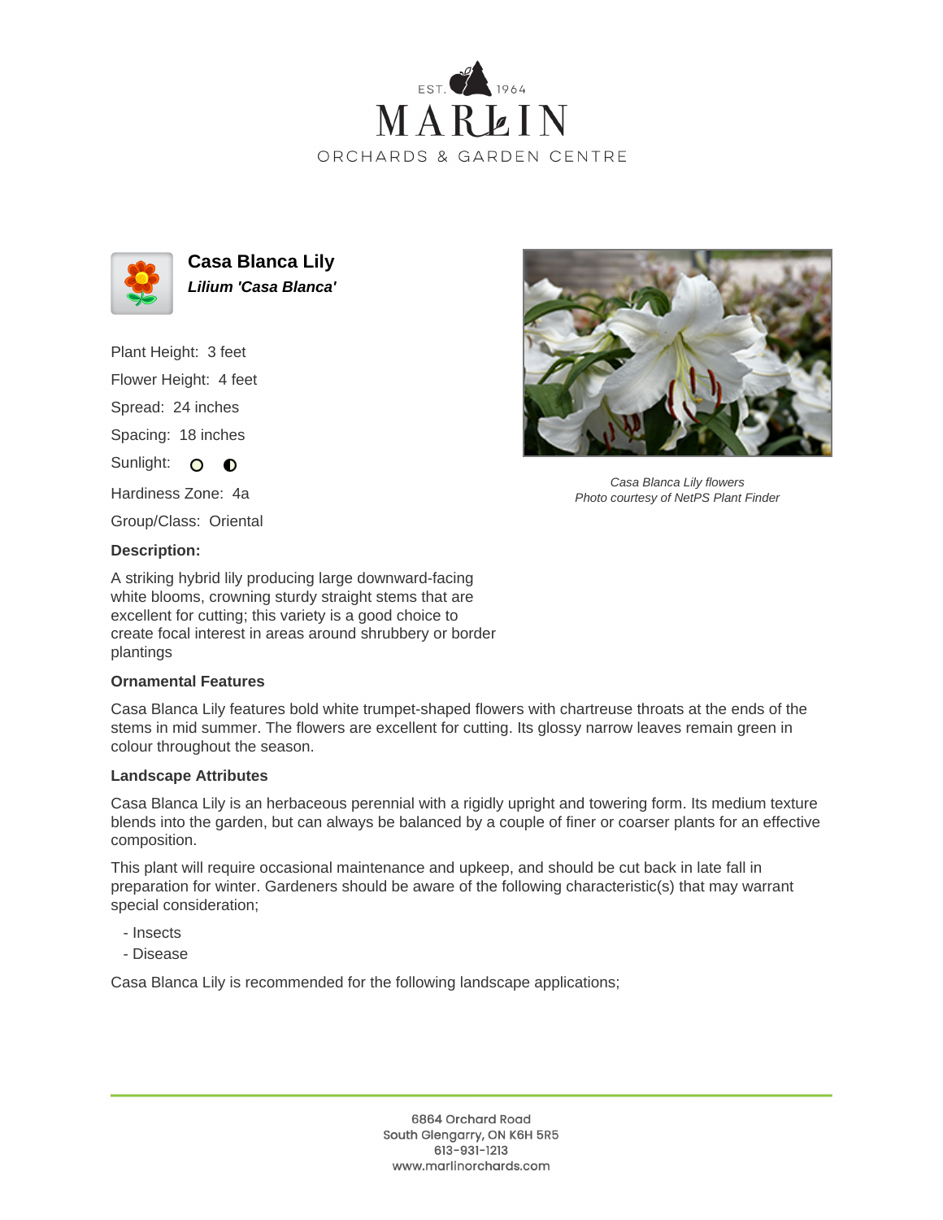EST. 1964

MARLIN

ORCHARDS & GARDEN CENTRE

# Casa Blanca Lily

***Lilium 'Casa Blanca'***

Plant Height: 3 feet

Flower Height: 4 feet

Spread: 24 inches

Spacing: 18 inches

Sunlight: ○ ◐

Hardiness Zone: 4a

Group/Class: Oriental

*Casa Blanca Lily flowers*
*Photo courtesy of NetPS Plant Finder*

**Description:**

A striking hybrid lily producing large downward-facing white blooms, crowning sturdy straight stems that are excellent for cutting; this variety is a good choice to create focal interest in areas around shrubbery or border plantings

### Ornamental Features

Casa Blanca Lily features bold white trumpet-shaped flowers with chartreuse throats at the ends of the stems in mid summer. The flowers are excellent for cutting. Its glossy narrow leaves remain green in colour throughout the season.

### Landscape Attributes

Casa Blanca Lily is an herbaceous perennial with a rigidly upright and towering form. Its medium texture blends into the garden, but can always be balanced by a couple of finer or coarser plants for an effective composition.

This plant will require occasional maintenance and upkeep, and should be cut back in late fall in preparation for winter. Gardeners should be aware of the following characteristic(s) that may warrant special consideration;

- Insects
- Disease

Casa Blanca Lily is recommended for the following landscape applications;

6864 Orchard Road
South Glengarry, ON K6H 5R5
613-931-1213
www.marlinorchards.com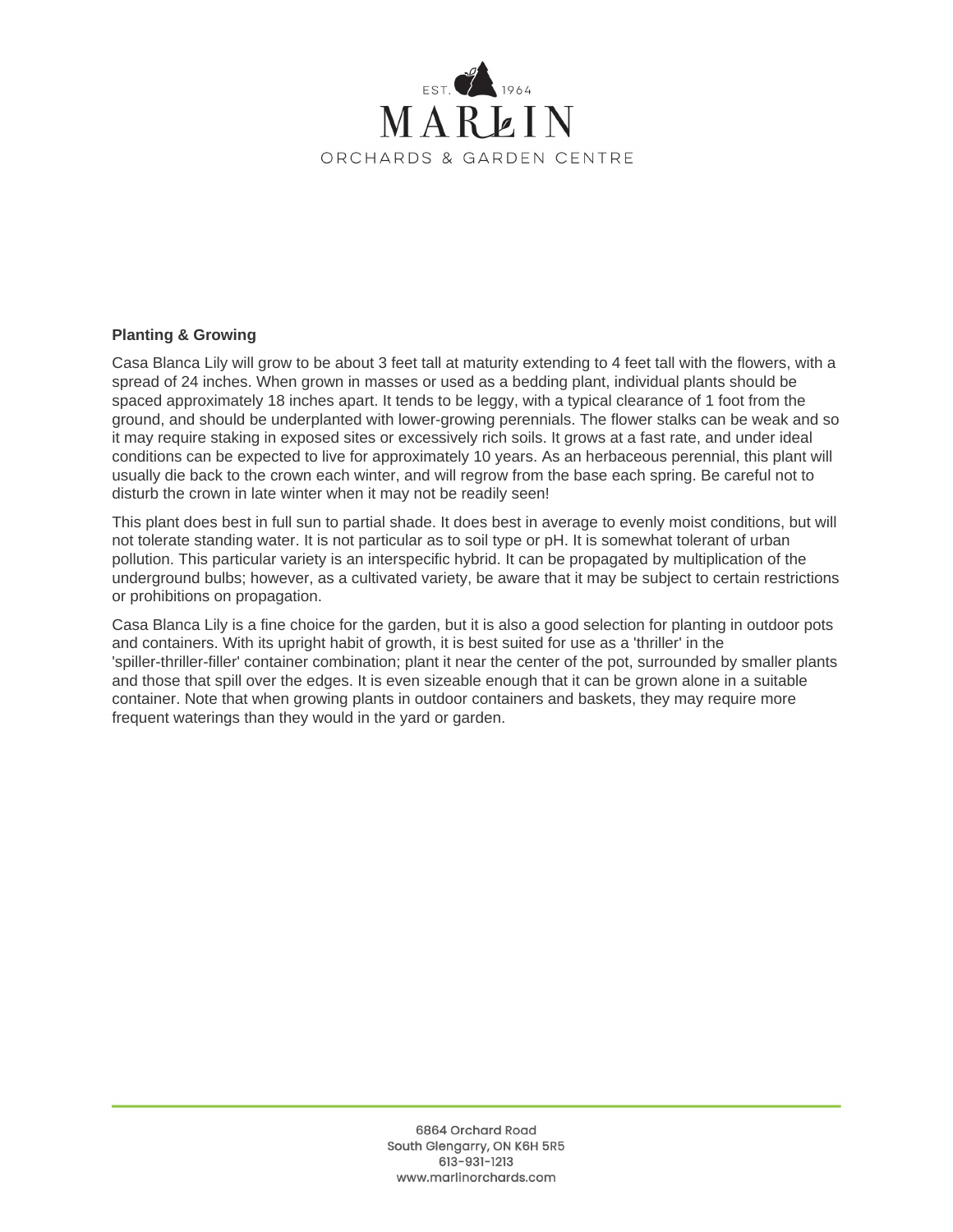**Planting & Growing**

Casa Blanca Lily will grow to be about 3 feet tall at maturity extending to 4 feet tall with the flowers, with a spread of 24 inches. When grown in masses or used as a bedding plant, individual plants should be spaced approximately 18 inches apart. It tends to be leggy, with a typical clearance of 1 foot from the ground, and should be underplanted with lower-growing perennials. The flower stalks can be weak and so it may require staking in exposed sites or excessively rich soils. It grows at a fast rate, and under ideal conditions can be expected to live for approximately 10 years. As an herbaceous perennial, this plant will usually die back to the crown each winter, and will regrow from the base each spring. Be careful not to disturb the crown in late winter when it may not be readily seen!

This plant does best in full sun to partial shade. It does best in average to evenly moist conditions, but will not tolerate standing water. It is not particular as to soil type or pH. It is somewhat tolerant of urban pollution. This particular variety is an interspecific hybrid. It can be propagated by multiplication of the underground bulbs; however, as a cultivated variety, be aware that it may be subject to certain restrictions or prohibitions on propagation.

Casa Blanca Lily is a fine choice for the garden, but it is also a good selection for planting in outdoor pots and containers. With its upright habit of growth, it is best suited for use as a 'thriller' in the 'spiller-thriller-filler' container combination; plant it near the center of the pot, surrounded by smaller plants and those that spill over the edges. It is even sizeable enough that it can be grown alone in a suitable container. Note that when growing plants in outdoor containers and baskets, they may require more frequent waterings than they would in the yard or garden.